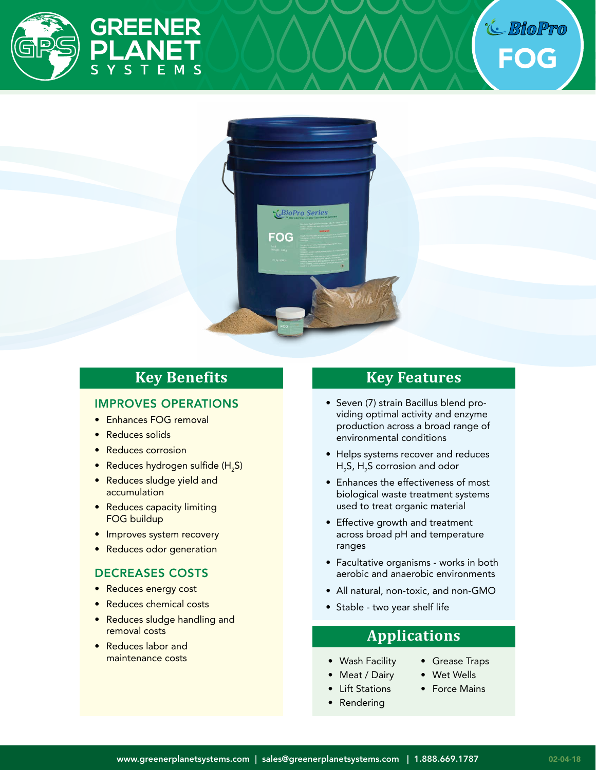# GREENER PLANET SYSTEMS

# BioPro FOG

## Key Benefits

### IMPROVES OPERATIONS

- Enhances FOG removal
- Reduces solids
- Reduces corrosion
- Reduces hydrogen sulfide ($H_2S$)
- Reduces sludge yield and accumulation
- Reduces capacity limiting FOG buildup
- Improves system recovery
- Reduces odor generation

### DECREASES COSTS

- Reduces energy cost
- Reduces chemical costs
- Reduces sludge handling and removal costs
- Reduces labor and maintenance costs

## Key Features

- Seven (7) strain Bacillus blend providing optimal activity and enzyme production across a broad range of environmental conditions
- Helps systems recover and reduces $H_2S$, $H_2S$ corrosion and odor
- Enhances the effectiveness of most biological waste treatment systems used to treat organic material
- Effective growth and treatment across broad pH and temperature ranges
- Facultative organisms - works in both aerobic and anaerobic environments
- All natural, non-toxic, and non-GMO
- Stable - two year shelf life

## Applications

- Wash Facility
- Meat / Dairy
- Lift Stations
- Rendering
- Grease Traps
- Wet Wells
- Force Mains

www.greenerplanetsystems.com | sales@greenerplanetsystems.com | 1.888.669.1787

02-04-18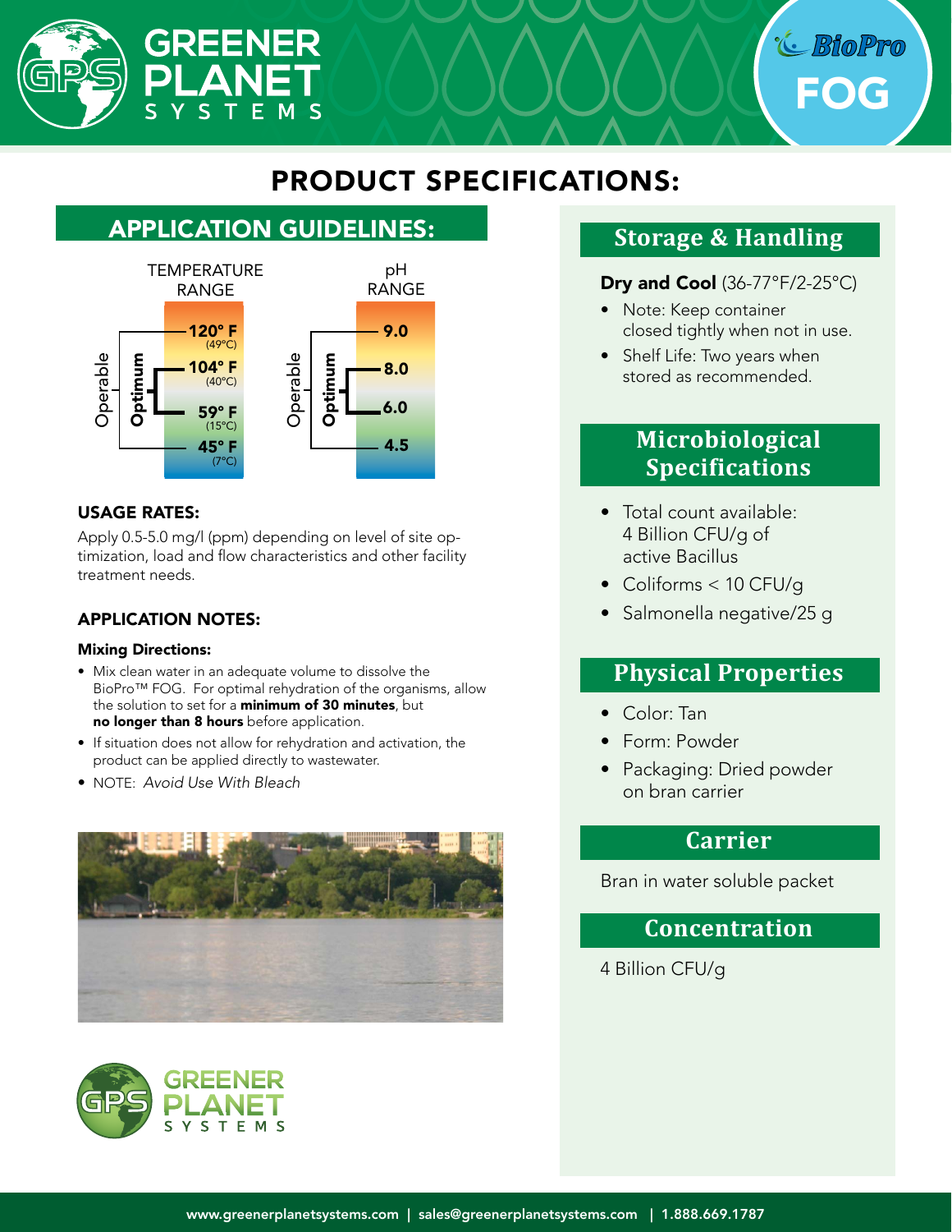# PRODUCT SPECIFICATIONS:

## APPLICATION GUIDELINES:

TEMPERATURE RANGE

Operable
Optimum
120° F (49°C)
104° F (40°C)
59° F (15°C)
45° F (7°C)

pH RANGE

Operable
Optimum
9.0
8.0
6.0
4.5

### USAGE RATES:

Apply 0.5-5.0 mg/l (ppm) depending on level of site optimization, load and flow characteristics and other facility treatment needs.

### APPLICATION NOTES:

**Mixing Directions:**

- Mix clean water in an adequate volume to dissolve the BioPro™ FOG. For optimal rehydration of the organisms, allow the solution to set for a **minimum of 30 minutes**, but **no longer than 8 hours** before application.
- If situation does not allow for rehydration and activation, the product can be applied directly to wastewater.
- NOTE: *Avoid Use With Bleach*

## Storage & Handling

**Dry and Cool** (36-77°F/2-25°C)

- Note: Keep container closed tightly when not in use.
- Shelf Life: Two years when stored as recommended.

## Microbiological Specifications

- Total count available: 4 Billion CFU/g of active Bacillus
- Coliforms < 10 CFU/g
- Salmonella negative/25 g

## Physical Properties

- Color: Tan
- Form: Powder
- Packaging: Dried powder on bran carrier

## Carrier

Bran in water soluble packet

## Concentration

4 Billion CFU/g

www.greenerplanetsystems.com | sales@greenerplanetsystems.com | 1.888.669.1787